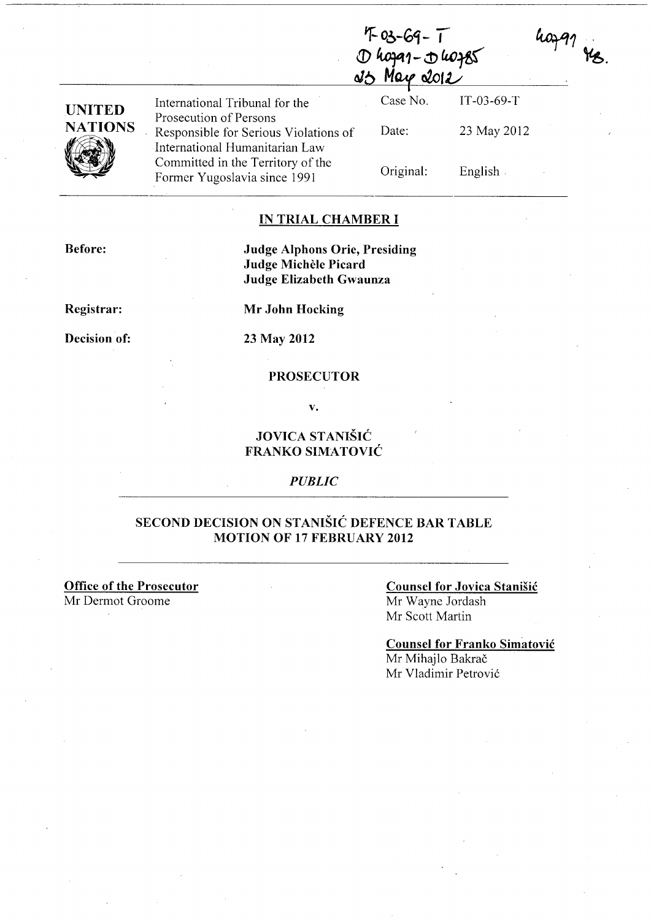IT-03-69-T
D 40791 - D 40785
23 May 2012

40791 YS.

| UNITED NATIONS | International Tribunal for the Prosecution of Persons Responsible for Serious Violations of International Humanitarian Law Committed in the Territory of the Former Yugoslavia since 1991 | Case No. | IT-03-69-T |
|---|---|---|---|
| | | Date: | 23 May 2012 |
| | | Original: | English |

## IN TRIAL CHAMBER I

**Before:** **Judge Alphons Orie, Presiding**
**Judge Michèle Picard**
**Judge Elizabeth Gwaunza**

**Registrar:** **Mr John Hocking**

**Decision of:** **23 May 2012**

**PROSECUTOR**

**v.**

**JOVICA STANIŠIĆ**
**FRANKO SIMATOVIĆ**

*PUBLIC*

## SECOND DECISION ON STANIŠIĆ DEFENCE BAR TABLE MOTION OF 17 FEBRUARY 2012

**Office of the Prosecutor**
Mr Dermot Groome

**Counsel for Jovica Stanišić**
Mr Wayne Jordash
Mr Scott Martin

**Counsel for Franko Simatović**
Mr Mihajlo Bakrač
Mr Vladimir Petrović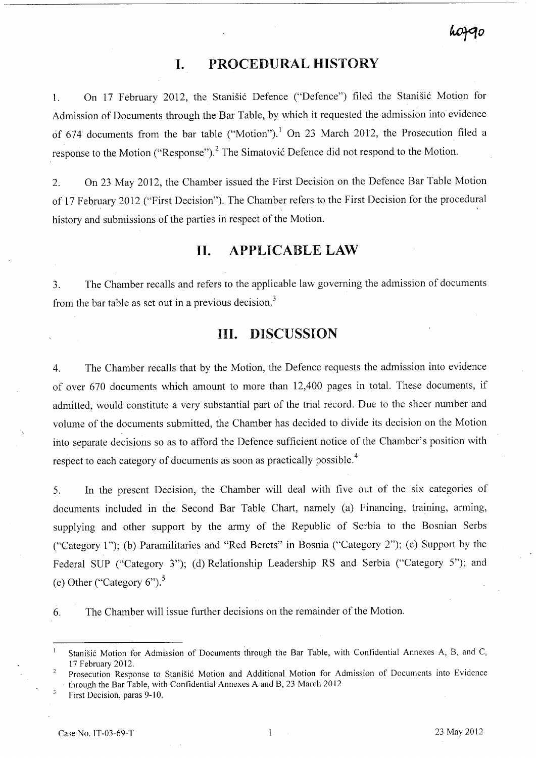# I. PROCEDURAL HISTORY

1. On 17 February 2012, the Stanišić Defence ("Defence") filed the Stanišić Motion for Admission of Documents through the Bar Table, by which it requested the admission into evidence of 674 documents from the bar table ("Motion").[1] On 23 March 2012, the Prosecution filed a response to the Motion ("Response").[2] The Simatović Defence did not respond to the Motion.

2. On 23 May 2012, the Chamber issued the First Decision on the Defence Bar Table Motion of 17 February 2012 ("First Decision"). The Chamber refers to the First Decision for the procedural history and submissions of the parties in respect of the Motion.

# II. APPLICABLE LAW

3. The Chamber recalls and refers to the applicable law governing the admission of documents from the bar table as set out in a previous decision.[3]

# III. DISCUSSION

4. The Chamber recalls that by the Motion, the Defence requests the admission into evidence of over 670 documents which amount to more than 12,400 pages in total. These documents, if admitted, would constitute a very substantial part of the trial record. Due to the sheer number and volume of the documents submitted, the Chamber has decided to divide its decision on the Motion into separate decisions so as to afford the Defence sufficient notice of the Chamber's position with respect to each category of documents as soon as practically possible.[4]

5. In the present Decision, the Chamber will deal with five out of the six categories of documents included in the Second Bar Table Chart, namely (a) Financing, training, arming, supplying and other support by the army of the Republic of Serbia to the Bosnian Serbs ("Category 1"); (b) Paramilitaries and "Red Berets" in Bosnia ("Category 2"); (c) Support by the Federal SUP ("Category 3"); (d) Relationship Leadership RS and Serbia ("Category 5"); and (e) Other ("Category 6").[5]

6. The Chamber will issue further decisions on the remainder of the Motion.

---

[1] Stanišić Motion for Admission of Documents through the Bar Table, with Confidential Annexes A, B, and C, 17 February 2012.

[2] Prosecution Response to Stanišić Motion and Additional Motion for Admission of Documents into Evidence through the Bar Table, with Confidential Annexes A and B, 23 March 2012.

[3] First Decision, paras 9-10.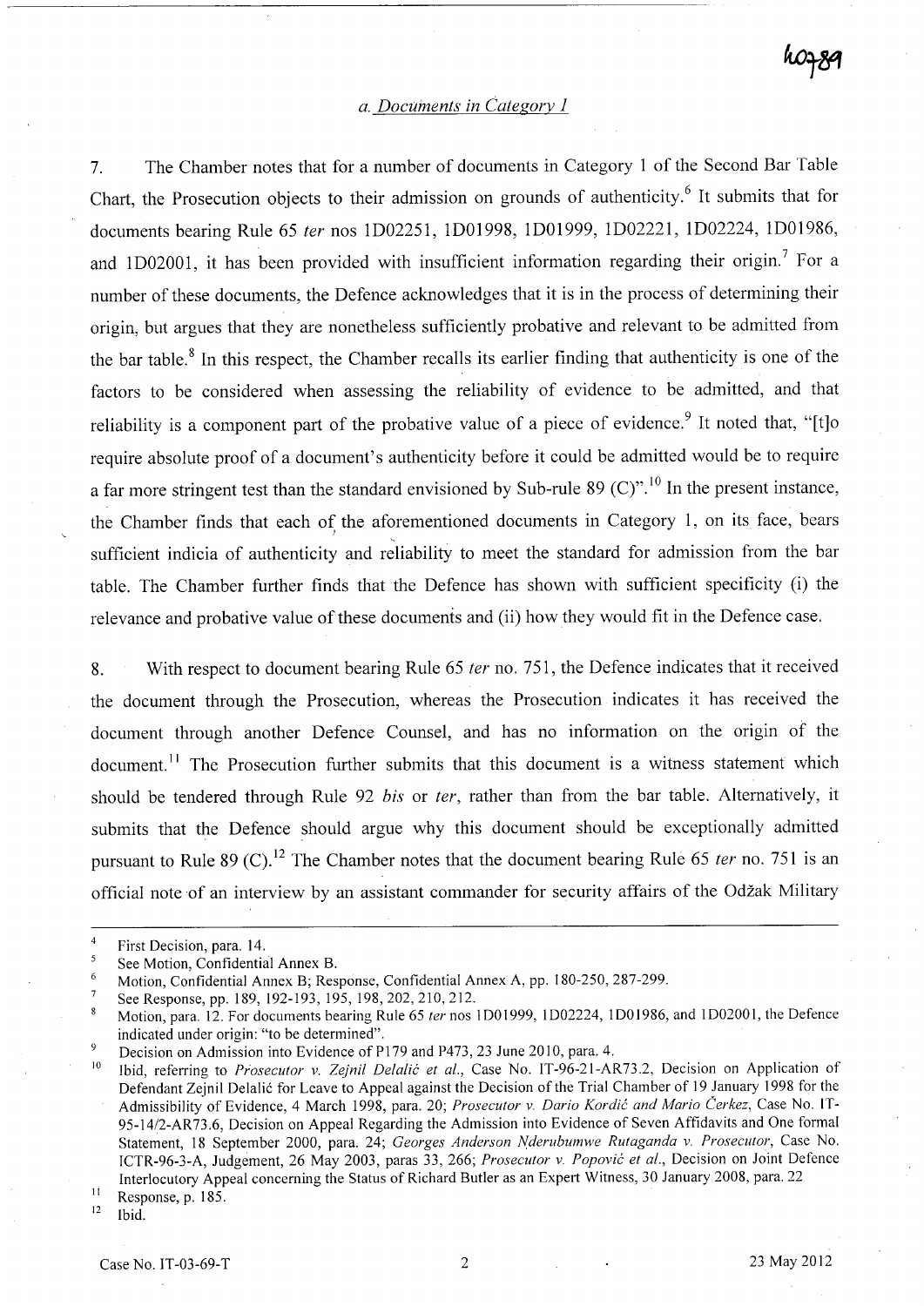### *a. Documents in Category 1*

7. The Chamber notes that for a number of documents in Category 1 of the Second Bar Table Chart, the Prosecution objects to their admission on grounds of authenticity.[6] It submits that for documents bearing Rule 65 *ter* nos 1D02251, 1D01998, 1D01999, 1D02221, 1D02224, 1D01986, and 1D02001, it has been provided with insufficient information regarding their origin.[7] For a number of these documents, the Defence acknowledges that it is in the process of determining their origin, but argues that they are nonetheless sufficiently probative and relevant to be admitted from the bar table.[8] In this respect, the Chamber recalls its earlier finding that authenticity is one of the factors to be considered when assessing the reliability of evidence to be admitted, and that reliability is a component part of the probative value of a piece of evidence.[9] It noted that, "[t]o require absolute proof of a document's authenticity before it could be admitted would be to require a far more stringent test than the standard envisioned by Sub-rule 89 (C)".[10] In the present instance, the Chamber finds that each of the aforementioned documents in Category 1, on its face, bears sufficient indicia of authenticity and reliability to meet the standard for admission from the bar table. The Chamber further finds that the Defence has shown with sufficient specificity (i) the relevance and probative value of these documents and (ii) how they would fit in the Defence case.

8. With respect to document bearing Rule 65 *ter* no. 751, the Defence indicates that it received the document through the Prosecution, whereas the Prosecution indicates it has received the document through another Defence Counsel, and has no information on the origin of the document.[11] The Prosecution further submits that this document is a witness statement which should be tendered through Rule 92 *bis* or *ter*, rather than from the bar table. Alternatively, it submits that the Defence should argue why this document should be exceptionally admitted pursuant to Rule 89 (C).[12] The Chamber notes that the document bearing Rule 65 *ter* no. 751 is an official note of an interview by an assistant commander for security affairs of the Odžak Military

---

[4] First Decision, para. 14.

[5] See Motion, Confidential Annex B.

[6] Motion, Confidential Annex B; Response, Confidential Annex A, pp. 180-250, 287-299.

[7] See Response, pp. 189, 192-193, 195, 198, 202, 210, 212.

[8] Motion, para. 12. For documents bearing Rule 65 *ter* nos 1D01999, 1D02224, 1D01986, and 1D02001, the Defence indicated under origin: "to be determined".

[9] Decision on Admission into Evidence of P179 and P473, 23 June 2010, para. 4.

[10] Ibid, referring to *Prosecutor v. Zejnil Delalić et al.*, Case No. IT-96-21-AR73.2, Decision on Application of Defendant Zejnil Delalić for Leave to Appeal against the Decision of the Trial Chamber of 19 January 1998 for the Admissibility of Evidence, 4 March 1998, para. 20; *Prosecutor v. Dario Kordić and Mario Čerkez*, Case No. IT-95-14/2-AR73.6, Decision on Appeal Regarding the Admission into Evidence of Seven Affidavits and One formal Statement, 18 September 2000, para. 24; *Georges Anderson Nderubumwe Rutaganda v. Prosecutor*, Case No. ICTR-96-3-A, Judgement, 26 May 2003, paras 33, 266; *Prosecutor v. Popović et al.*, Decision on Joint Defence Interlocutory Appeal concerning the Status of Richard Butler as an Expert Witness, 30 January 2008, para. 22

[11] Response, p. 185.

[12] Ibid.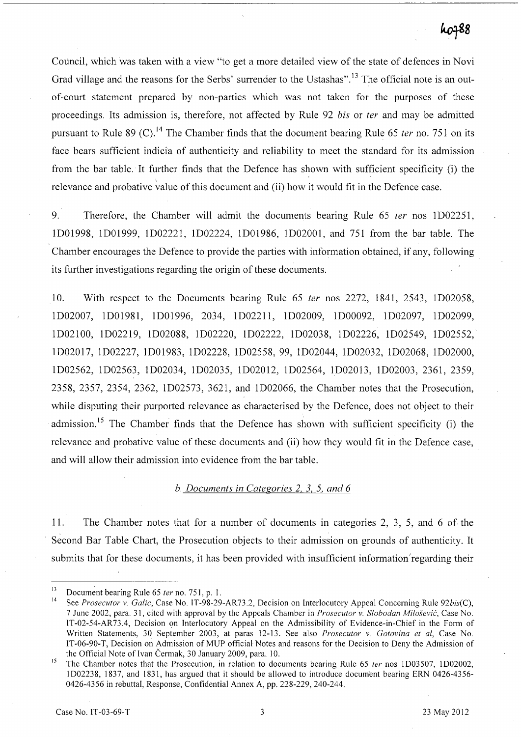Council, which was taken with a view "to get a more detailed view of the state of defences in Novi Grad village and the reasons for the Serbs' surrender to the Ustashas".[13] The official note is an out-of-court statement prepared by non-parties which was not taken for the purposes of these proceedings. Its admission is, therefore, not affected by Rule 92 *bis* or *ter* and may be admitted pursuant to Rule 89 (C).[14] The Chamber finds that the document bearing Rule 65 *ter* no. 751 on its face bears sufficient indicia of authenticity and reliability to meet the standard for its admission from the bar table. It further finds that the Defence has shown with sufficient specificity (i) the relevance and probative value of this document and (ii) how it would fit in the Defence case.

9. Therefore, the Chamber will admit the documents bearing Rule 65 *ter* nos 1D02251, 1D01998, 1D01999, 1D02221, 1D02224, 1D01986, 1D02001, and 751 from the bar table. The Chamber encourages the Defence to provide the parties with information obtained, if any, following its further investigations regarding the origin of these documents.

10. With respect to the Documents bearing Rule 65 *ter* nos 2272, 1841, 2543, 1D02058, 1D02007, 1D01981, 1D01996, 2034, 1D02211, 1D02009, 1D00092, 1D02097, 1D02099, 1D02100, 1D02219, 1D02088, 1D02220, 1D02222, 1D02038, 1D02226, 1D02549, 1D02552, 1D02017, 1D02227, 1D01983, 1D02228, 1D02558, 99, 1D02044, 1D02032, 1D02068, 1D02000, 1D02562, 1D02563, 1D02034, 1D02035, 1D02012, 1D02564, 1D02013, 1D02003, 2361, 2359, 2358, 2357, 2354, 2362, 1D02573, 3621, and 1D02066, the Chamber notes that the Prosecution, while disputing their purported relevance as characterised by the Defence, does not object to their admission.[15] The Chamber finds that the Defence has shown with sufficient specificity (i) the relevance and probative value of these documents and (ii) how they would fit in the Defence case, and will allow their admission into evidence from the bar table.

### *b. Documents in Categories 2, 3, 5, and 6*

11. The Chamber notes that for a number of documents in categories 2, 3, 5, and 6 of the Second Bar Table Chart, the Prosecution objects to their admission on grounds of authenticity. It submits that for these documents, it has been provided with insufficient information regarding their

---

[13] Document bearing Rule 65 *ter* no. 751, p. 1.

[14] See *Prosecutor v. Galic*, Case No. IT-98-29-AR73.2, Decision on Interlocutory Appeal Concerning Rule 92*bis*(C), 7 June 2002, para. 31, cited with approval by the Appeals Chamber in *Prosecutor v. Slobodan Milošević*, Case No. IT-02-54-AR73.4, Decision on Interlocutory Appeal on the Admissibility of Evidence-in-Chief in the Form of Written Statements, 30 September 2003, at paras 12-13. See also *Prosecutor v. Gotovina et al*, Case No. IT-06-90-T, Decision on Admission of MUP official Notes and reasons for the Decision to Deny the Admission of the Official Note of Ivan Čermak, 30 January 2009, para. 10.

[15] The Chamber notes that the Prosecution, in relation to documents bearing Rule 65 *ter* nos 1D03507, 1D02002, 1D02238, 1837, and 1831, has argued that it should be allowed to introduce document bearing ERN 0426-4356-0426-4356 in rebuttal, Response, Confidential Annex A, pp. 228-229, 240-244.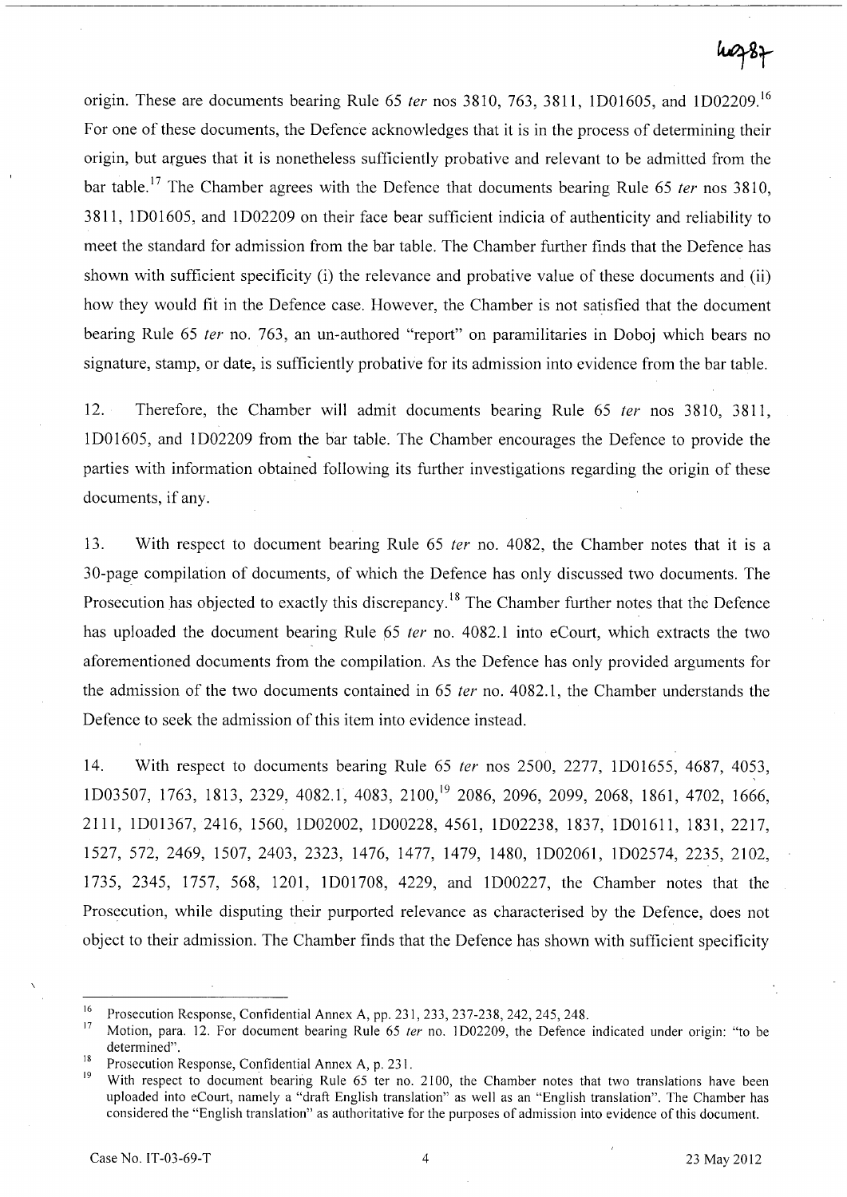origin. These are documents bearing Rule 65 *ter* nos 3810, 763, 3811, 1D01605, and 1D02209.[16] For one of these documents, the Defence acknowledges that it is in the process of determining their origin, but argues that it is nonetheless sufficiently probative and relevant to be admitted from the bar table.[17] The Chamber agrees with the Defence that documents bearing Rule 65 *ter* nos 3810, 3811, 1D01605, and 1D02209 on their face bear sufficient indicia of authenticity and reliability to meet the standard for admission from the bar table. The Chamber further finds that the Defence has shown with sufficient specificity (i) the relevance and probative value of these documents and (ii) how they would fit in the Defence case. However, the Chamber is not satisfied that the document bearing Rule 65 *ter* no. 763, an un-authored "report" on paramilitaries in Doboj which bears no signature, stamp, or date, is sufficiently probative for its admission into evidence from the bar table.

12. Therefore, the Chamber will admit documents bearing Rule 65 *ter* nos 3810, 3811, 1D01605, and 1D02209 from the bar table. The Chamber encourages the Defence to provide the parties with information obtained following its further investigations regarding the origin of these documents, if any.

13. With respect to document bearing Rule 65 *ter* no. 4082, the Chamber notes that it is a 30-page compilation of documents, of which the Defence has only discussed two documents. The Prosecution has objected to exactly this discrepancy.[18] The Chamber further notes that the Defence has uploaded the document bearing Rule 65 *ter* no. 4082.1 into eCourt, which extracts the two aforementioned documents from the compilation. As the Defence has only provided arguments for the admission of the two documents contained in 65 *ter* no. 4082.1, the Chamber understands the Defence to seek the admission of this item into evidence instead.

14. With respect to documents bearing Rule 65 *ter* nos 2500, 2277, 1D01655, 4687, 4053, 1D03507, 1763, 1813, 2329, 4082.1, 4083, 2100,[19] 2086, 2096, 2099, 2068, 1861, 4702, 1666, 2111, 1D01367, 2416, 1560, 1D02002, 1D00228, 4561, 1D02238, 1837, 1D01611, 1831, 2217, 1527, 572, 2469, 1507, 2403, 2323, 1476, 1477, 1479, 1480, 1D02061, 1D02574, 2235, 2102, 1735, 2345, 1757, 568, 1201, 1D01708, 4229, and 1D00227, the Chamber notes that the Prosecution, while disputing their purported relevance as characterised by the Defence, does not object to their admission. The Chamber finds that the Defence has shown with sufficient specificity

---

[16] Prosecution Response, Confidential Annex A, pp. 231, 233, 237-238, 242, 245, 248.

[17] Motion, para. 12. For document bearing Rule 65 *ter* no. 1D02209, the Defence indicated under origin: "to be determined".

[18] Prosecution Response, Confidential Annex A, p. 231.

[19] With respect to document bearing Rule 65 ter no. 2100, the Chamber notes that two translations have been uploaded into eCourt, namely a "draft English translation" as well as an "English translation". The Chamber has considered the "English translation" as authoritative for the purposes of admission into evidence of this document.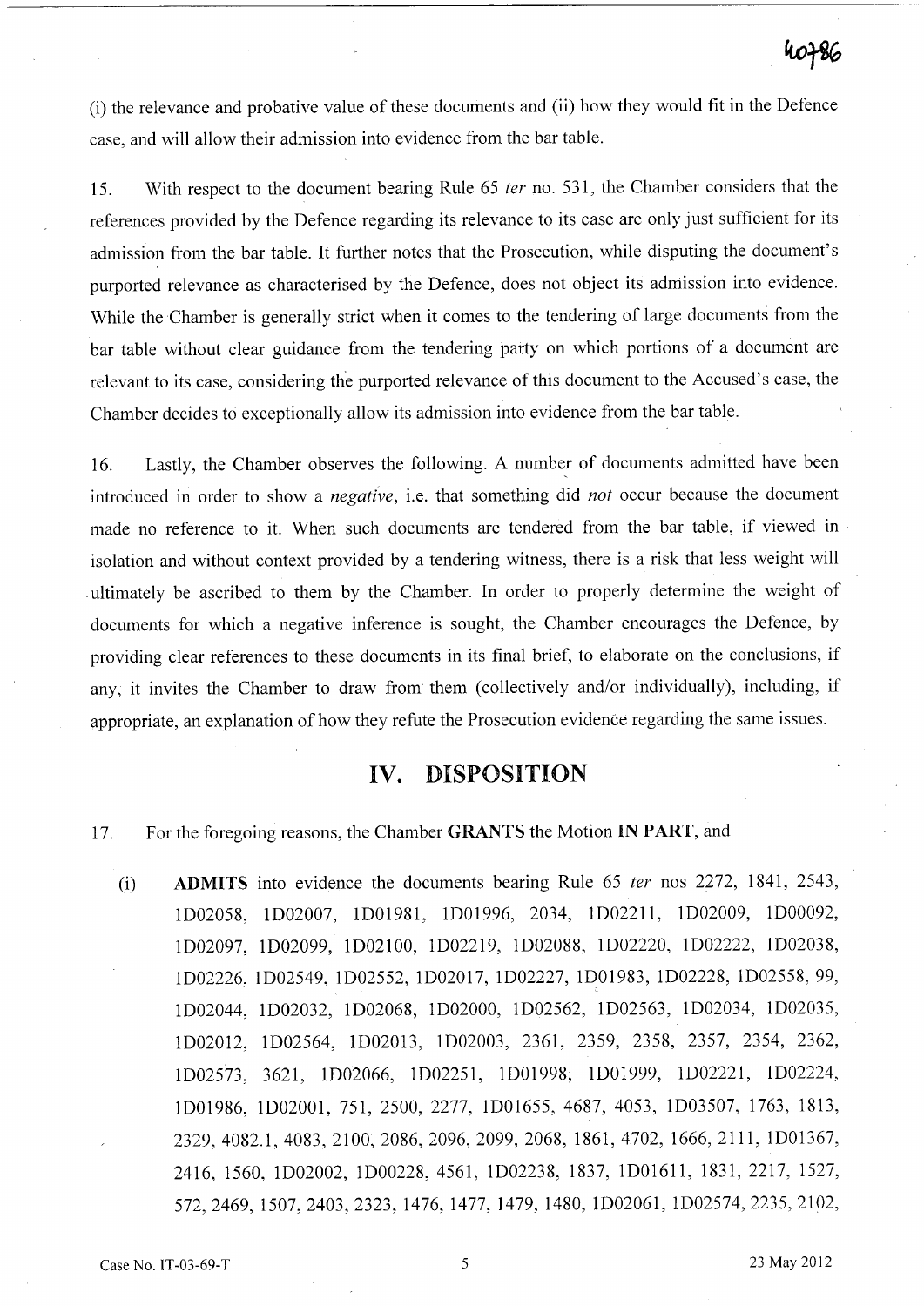(i) the relevance and probative value of these documents and (ii) how they would fit in the Defence case, and will allow their admission into evidence from the bar table.

15. With respect to the document bearing Rule 65 *ter* no. 531, the Chamber considers that the references provided by the Defence regarding its relevance to its case are only just sufficient for its admission from the bar table. It further notes that the Prosecution, while disputing the document's purported relevance as characterised by the Defence, does not object its admission into evidence. While the Chamber is generally strict when it comes to the tendering of large documents from the bar table without clear guidance from the tendering party on which portions of a document are relevant to its case, considering the purported relevance of this document to the Accused's case, the Chamber decides to exceptionally allow its admission into evidence from the bar table.

16. Lastly, the Chamber observes the following. A number of documents admitted have been introduced in order to show a *negative*, i.e. that something did *not* occur because the document made no reference to it. When such documents are tendered from the bar table, if viewed in isolation and without context provided by a tendering witness, there is a risk that less weight will ultimately be ascribed to them by the Chamber. In order to properly determine the weight of documents for which a negative inference is sought, the Chamber encourages the Defence, by providing clear references to these documents in its final brief, to elaborate on the conclusions, if any, it invites the Chamber to draw from them (collectively and/or individually), including, if appropriate, an explanation of how they refute the Prosecution evidence regarding the same issues.

# IV. DISPOSITION

17. For the foregoing reasons, the Chamber **GRANTS** the Motion **IN PART**, and

(i) **ADMITS** into evidence the documents bearing Rule 65 *ter* nos 2272, 1841, 2543, 1D02058, 1D02007, 1D01981, 1D01996, 2034, 1D02211, 1D02009, 1D00092, 1D02097, 1D02099, 1D02100, 1D02219, 1D02088, 1D02220, 1D02222, 1D02038, 1D02226, 1D02549, 1D02552, 1D02017, 1D02227, 1D01983, 1D02228, 1D02558, 99, 1D02044, 1D02032, 1D02068, 1D02000, 1D02562, 1D02563, 1D02034, 1D02035, 1D02012, 1D02564, 1D02013, 1D02003, 2361, 2359, 2358, 2357, 2354, 2362, 1D02573, 3621, 1D02066, 1D02251, 1D01998, 1D01999, 1D02221, 1D02224, 1D01986, 1D02001, 751, 2500, 2277, 1D01655, 4687, 4053, 1D03507, 1763, 1813, 2329, 4082.1, 4083, 2100, 2086, 2096, 2099, 2068, 1861, 4702, 1666, 2111, 1D01367, 2416, 1560, 1D02002, 1D00228, 4561, 1D02238, 1837, 1D01611, 1831, 2217, 1527, 572, 2469, 1507, 2403, 2323, 1476, 1477, 1479, 1480, 1D02061, 1D02574, 2235, 2102,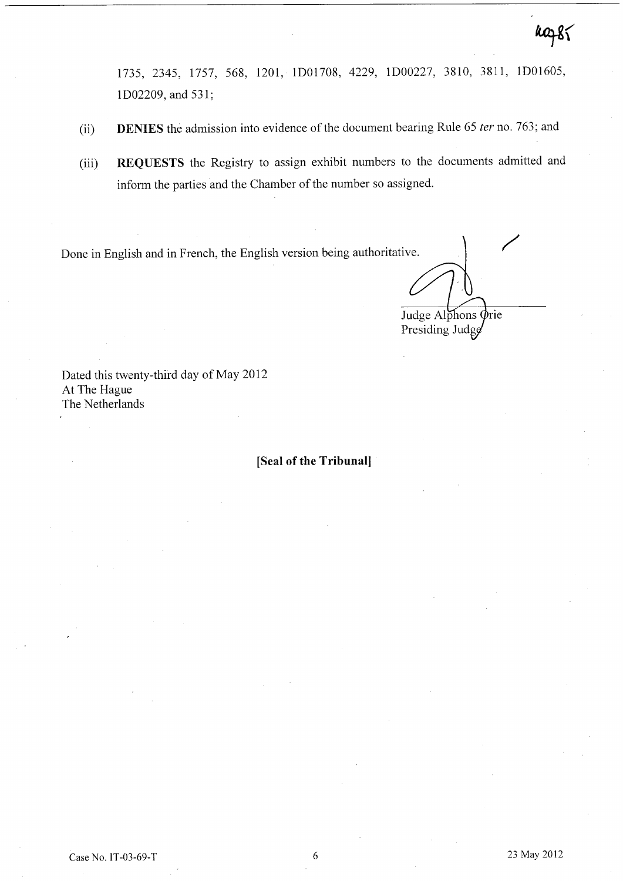1735, 2345, 1757, 568, 1201, 1D01708, 4229, 1D00227, 3810, 3811, 1D01605, 1D02209, and 531;

(ii) **DENIES** the admission into evidence of the document bearing Rule 65 *ter* no. 763; and

(iii) **REQUESTS** the Registry to assign exhibit numbers to the documents admitted and inform the parties and the Chamber of the number so assigned.

Done in English and in French, the English version being authoritative.

Judge Alphons Orie
Presiding Judge

Dated this twenty-third day of May 2012
At The Hague
The Netherlands

**[Seal of the Tribunal]**